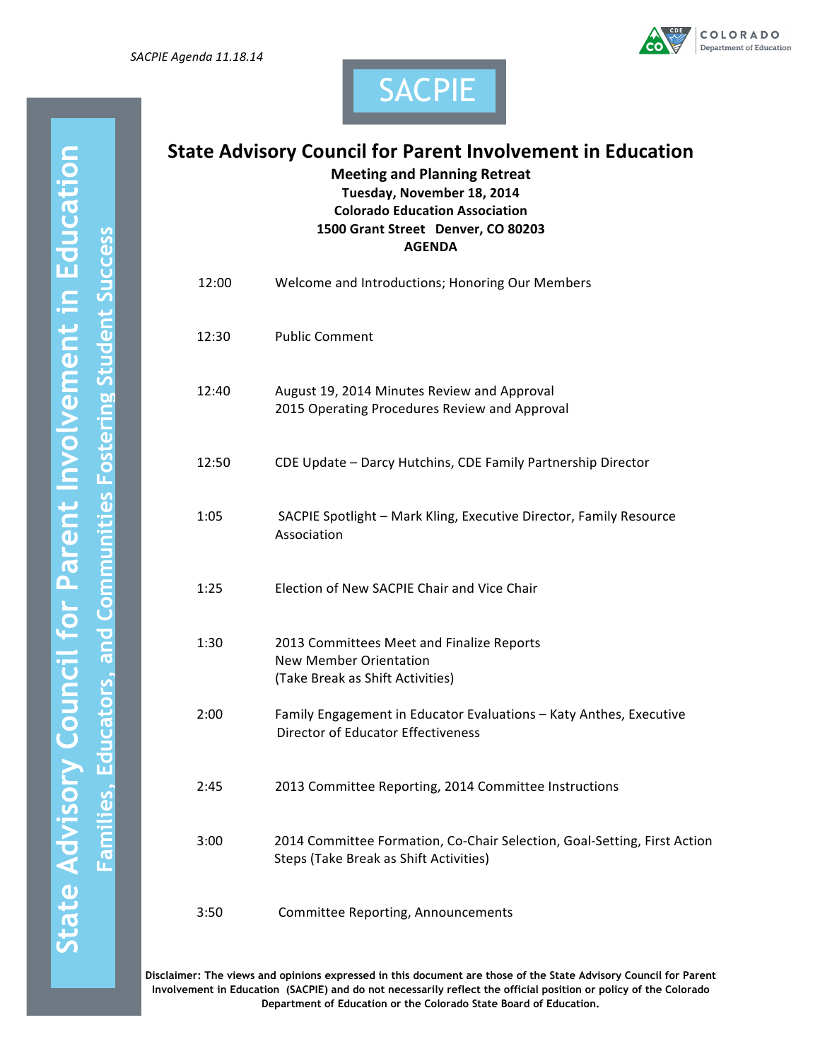*SACPIE Agenda 11.18.14*

SACPIE

# State Advisory Council for Parent Involvement in Education

**Meeting and Planning Retreat**
**Tuesday, November 18, 2014**
**Colorado Education Association**
**1500 Grant Street Denver, CO 80203**
**AGENDA**

| | |
|---|---|
| 12:00 | Welcome and Introductions; Honoring Our Members |
| 12:30 | Public Comment |
| 12:40 | August 19, 2014 Minutes Review and Approval<br>2015 Operating Procedures Review and Approval |
| 12:50 | CDE Update – Darcy Hutchins, CDE Family Partnership Director |
| 1:05 | SACPIE Spotlight – Mark Kling, Executive Director, Family Resource Association |
| 1:25 | Election of New SACPIE Chair and Vice Chair |
| 1:30 | 2013 Committees Meet and Finalize Reports<br>New Member Orientation<br>(Take Break as Shift Activities) |
| 2:00 | Family Engagement in Educator Evaluations – Katy Anthes, Executive Director of Educator Effectiveness |
| 2:45 | 2013 Committee Reporting, 2014 Committee Instructions |
| 3:00 | 2014 Committee Formation, Co-Chair Selection, Goal-Setting, First Action Steps (Take Break as Shift Activities) |
| 3:50 | Committee Reporting, Announcements |

State Advisory Council for Parent Involvement in Education
Families, Educators, and Communities Fostering Student Success

**Disclaimer: The views and opinions expressed in this document are those of the State Advisory Council for Parent Involvement in Education (SACPIE) and do not necessarily reflect the official position or policy of the Colorado Department of Education or the Colorado State Board of Education.**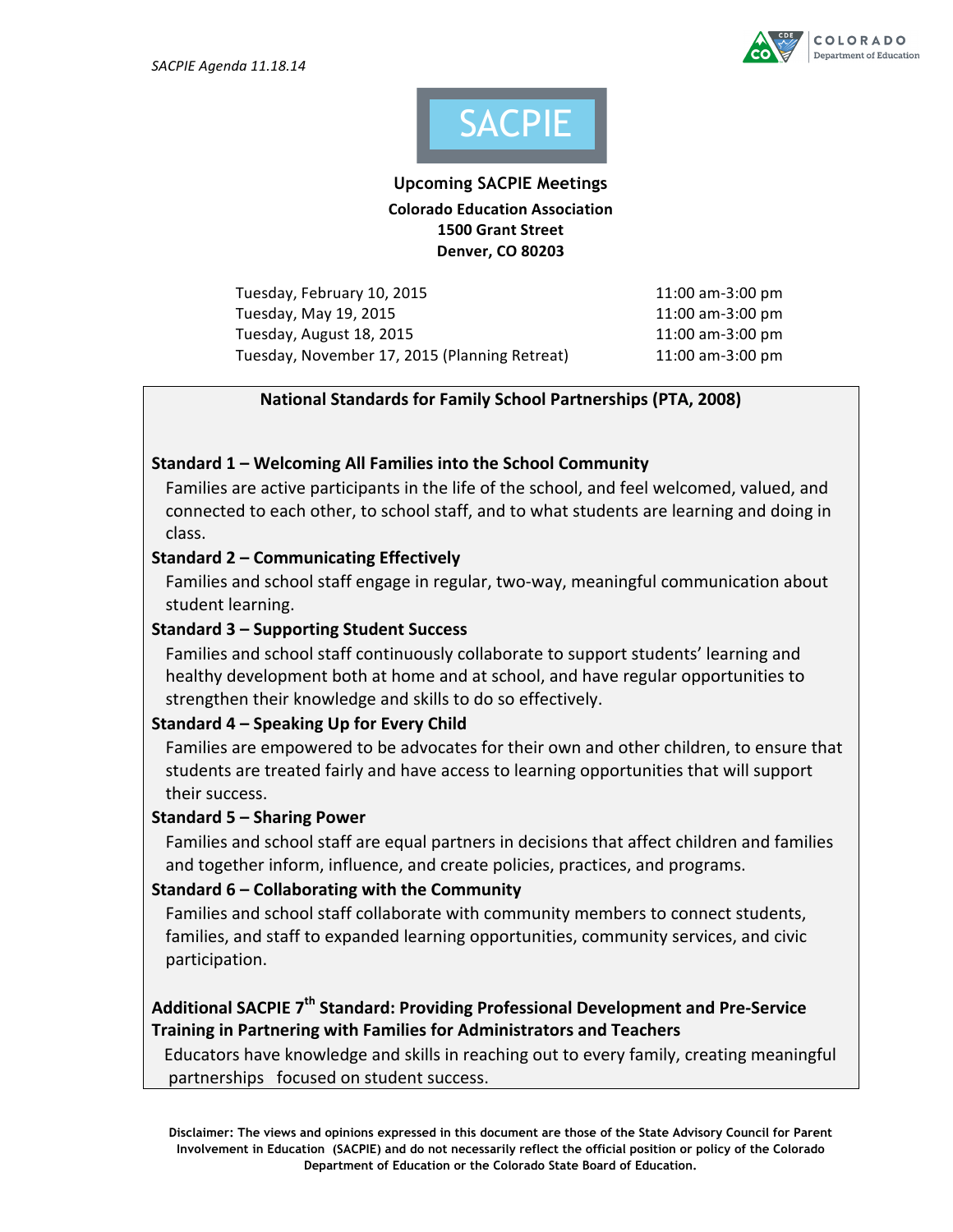# SACPIE

## Upcoming SACPIE Meetings

**Colorado Education Association**
**1500 Grant Street**
**Denver, CO 80203**

| | |
|---|---|
| Tuesday, February 10, 2015 | 11:00 am-3:00 pm |
| Tuesday, May 19, 2015 | 11:00 am-3:00 pm |
| Tuesday, August 18, 2015 | 11:00 am-3:00 pm |
| Tuesday, November 17, 2015 (Planning Retreat) | 11:00 am-3:00 pm |

## National Standards for Family School Partnerships (PTA, 2008)

**Standard 1 – Welcoming All Families into the School Community**
Families are active participants in the life of the school, and feel welcomed, valued, and connected to each other, to school staff, and to what students are learning and doing in class.

**Standard 2 – Communicating Effectively**
Families and school staff engage in regular, two-way, meaningful communication about student learning.

**Standard 3 – Supporting Student Success**
Families and school staff continuously collaborate to support students' learning and healthy development both at home and at school, and have regular opportunities to strengthen their knowledge and skills to do so effectively.

**Standard 4 – Speaking Up for Every Child**
Families are empowered to be advocates for their own and other children, to ensure that students are treated fairly and have access to learning opportunities that will support their success.

**Standard 5 – Sharing Power**
Families and school staff are equal partners in decisions that affect children and families and together inform, influence, and create policies, practices, and programs.

**Standard 6 – Collaborating with the Community**
Families and school staff collaborate with community members to connect students, families, and staff to expanded learning opportunities, community services, and civic participation.

**Additional SACPIE 7th Standard: Providing Professional Development and Pre-Service Training in Partnering with Families for Administrators and Teachers**
Educators have knowledge and skills in reaching out to every family, creating meaningful partnerships focused on student success.

**Disclaimer: The views and opinions expressed in this document are those of the State Advisory Council for Parent Involvement in Education (SACPIE) and do not necessarily reflect the official position or policy of the Colorado Department of Education or the Colorado State Board of Education.**